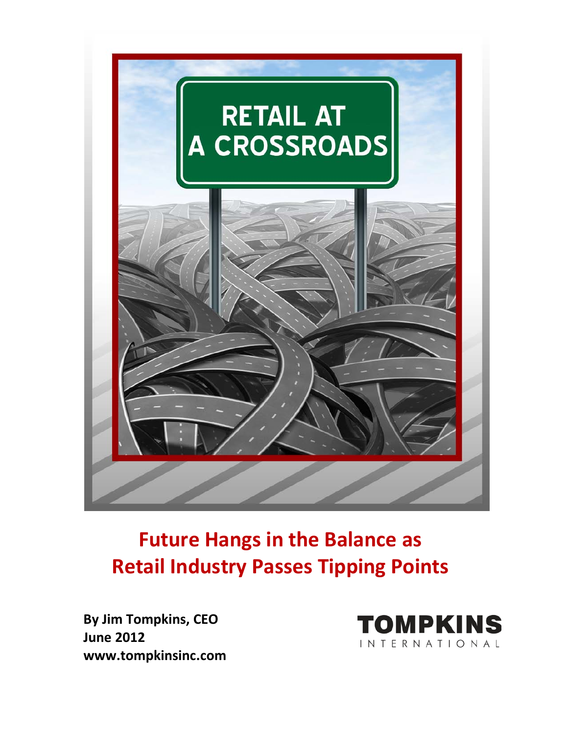# RETAIL AT A CROSSROADS

## Future Hangs in the Balance as Retail Industry Passes Tipping Points

**By Jim Tompkins, CEO**
**June 2012**
**www.tompkinsinc.com**

TOMPKINS INTERNATIONAL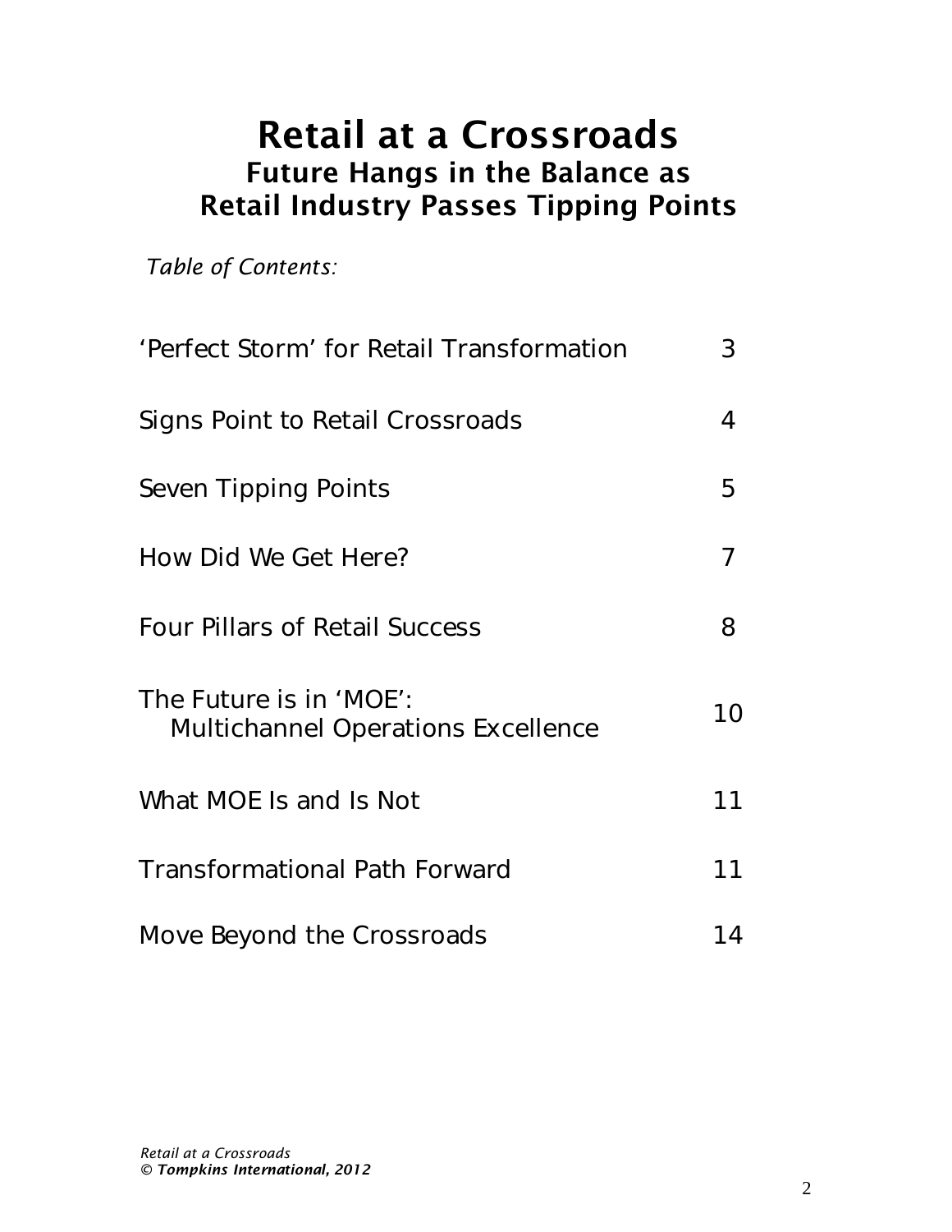# Retail at a Crossroads

## Future Hangs in the Balance as Retail Industry Passes Tipping Points

*Table of Contents:*

| | |
|---|---|
| 'Perfect Storm' for Retail Transformation | 3 |
| Signs Point to Retail Crossroads | 4 |
| Seven Tipping Points | 5 |
| How Did We Get Here? | 7 |
| Four Pillars of Retail Success | 8 |
| The Future is in 'MOE': Multichannel Operations Excellence | 10 |
| What MOE Is and Is Not | 11 |
| Transformational Path Forward | 11 |
| Move Beyond the Crossroads | 14 |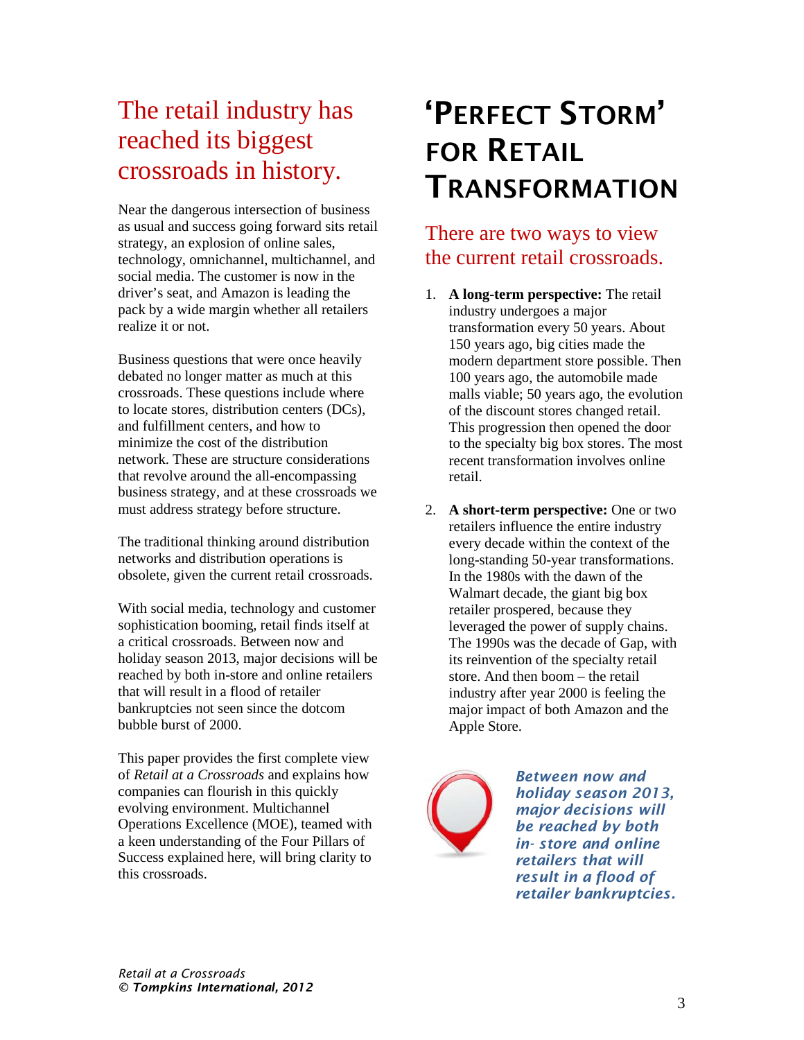## The retail industry has reached its biggest crossroads in history.

Near the dangerous intersection of business as usual and success going forward sits retail strategy, an explosion of online sales, technology, omnichannel, multichannel, and social media. The customer is now in the driver's seat, and Amazon is leading the pack by a wide margin whether all retailers realize it or not.

Business questions that were once heavily debated no longer matter as much at this crossroads. These questions include where to locate stores, distribution centers (DCs), and fulfillment centers, and how to minimize the cost of the distribution network. These are structure considerations that revolve around the all-encompassing business strategy, and at these crossroads we must address strategy before structure.

The traditional thinking around distribution networks and distribution operations is obsolete, given the current retail crossroads.

With social media, technology and customer sophistication booming, retail finds itself at a critical crossroads. Between now and holiday season 2013, major decisions will be reached by both in-store and online retailers that will result in a flood of retailer bankruptcies not seen since the dotcom bubble burst of 2000.

This paper provides the first complete view of *Retail at a Crossroads* and explains how companies can flourish in this quickly evolving environment. Multichannel Operations Excellence (MOE), teamed with a keen understanding of the Four Pillars of Success explained here, will bring clarity to this crossroads.

# 'Perfect Storm' for Retail Transformation

## There are two ways to view the current retail crossroads.

1. **A long-term perspective:** The retail industry undergoes a major transformation every 50 years. About 150 years ago, big cities made the modern department store possible. Then 100 years ago, the automobile made malls viable; 50 years ago, the evolution of the discount stores changed retail. This progression then opened the door to the specialty big box stores. The most recent transformation involves online retail.

2. **A short-term perspective:** One or two retailers influence the entire industry every decade within the context of the long-standing 50-year transformations. In the 1980s with the dawn of the Walmart decade, the giant big box retailer prospered, because they leveraged the power of supply chains. The 1990s was the decade of Gap, with its reinvention of the specialty retail store. And then boom – the retail industry after year 2000 is feeling the major impact of both Amazon and the Apple Store.

***Between now and holiday season 2013, major decisions will be reached by both in- store and online retailers that will result in a flood of retailer bankruptcies.***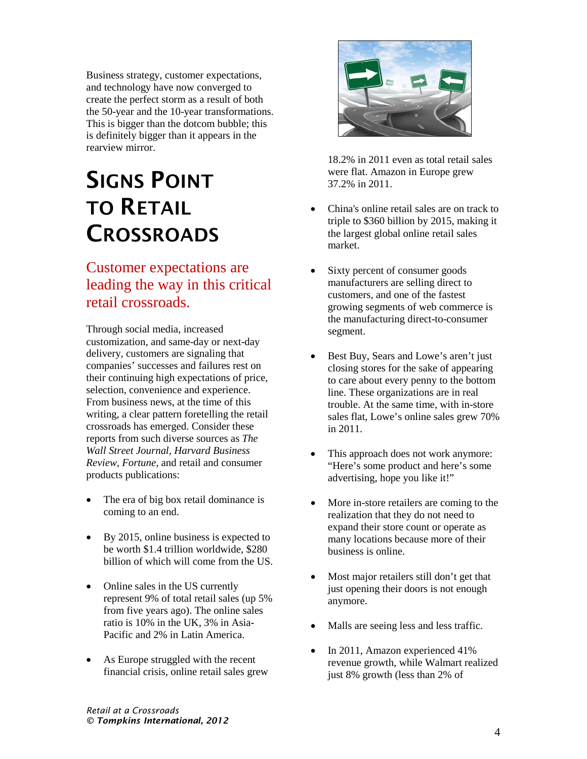Business strategy, customer expectations, and technology have now converged to create the perfect storm as a result of both the 50-year and the 10-year transformations. This is bigger than the dotcom bubble; this is definitely bigger than it appears in the rearview mirror.

# Signs Point to Retail Crossroads

## Customer expectations are leading the way in this critical retail crossroads.

Through social media, increased customization, and same-day or next-day delivery, customers are signaling that companies' successes and failures rest on their continuing high expectations of price, selection, convenience and experience. From business news, at the time of this writing, a clear pattern foretelling the retail crossroads has emerged. Consider these reports from such diverse sources as *The Wall Street Journal*, *Harvard Business Review*, *Fortune*, and retail and consumer products publications:

- The era of big box retail dominance is coming to an end.
- By 2015, online business is expected to be worth $1.4 trillion worldwide, $280 billion of which will come from the US.
- Online sales in the US currently represent 9% of total retail sales (up 5% from five years ago). The online sales ratio is 10% in the UK, 3% in Asia-Pacific and 2% in Latin America.
- As Europe struggled with the recent financial crisis, online retail sales grew 18.2% in 2011 even as total retail sales were flat. Amazon in Europe grew 37.2% in 2011.
- China's online retail sales are on track to triple to $360 billion by 2015, making it the largest global online retail sales market.
- Sixty percent of consumer goods manufacturers are selling direct to customers, and one of the fastest growing segments of web commerce is the manufacturing direct-to-consumer segment.
- Best Buy, Sears and Lowe's aren't just closing stores for the sake of appearing to care about every penny to the bottom line. These organizations are in real trouble. At the same time, with in-store sales flat, Lowe's online sales grew 70% in 2011.
- This approach does not work anymore: "Here's some product and here's some advertising, hope you like it!"
- More in-store retailers are coming to the realization that they do not need to expand their store count or operate as many locations because more of their business is online.
- Most major retailers still don't get that just opening their doors is not enough anymore.
- Malls are seeing less and less traffic.
- In 2011, Amazon experienced 41% revenue growth, while Walmart realized just 8% growth (less than 2% of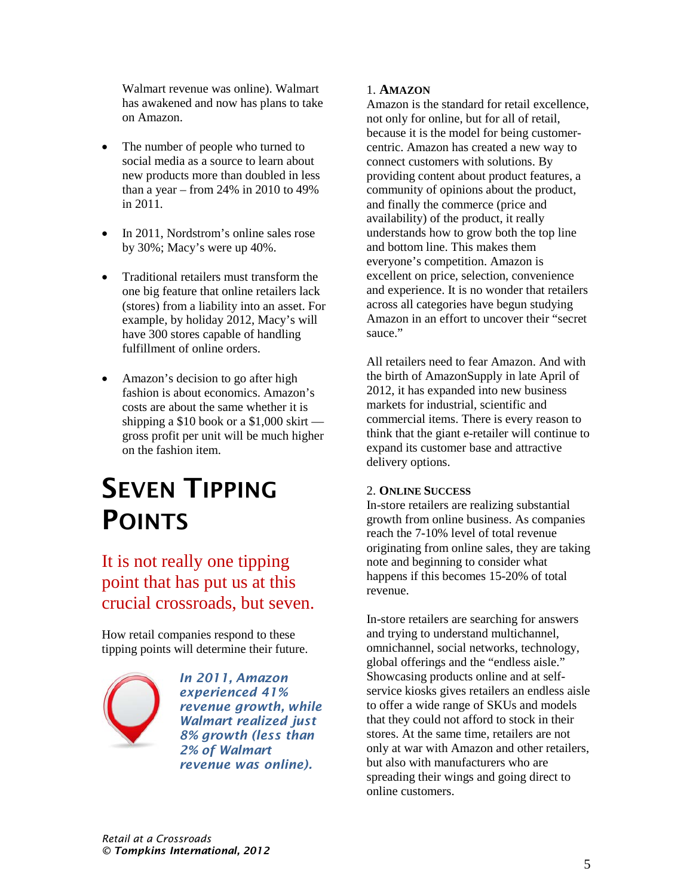Walmart revenue was online). Walmart has awakened and now has plans to take on Amazon.

- The number of people who turned to social media as a source to learn about new products more than doubled in less than a year – from 24% in 2010 to 49% in 2011.

- In 2011, Nordstrom's online sales rose by 30%; Macy's were up 40%.

- Traditional retailers must transform the one big feature that online retailers lack (stores) from a liability into an asset. For example, by holiday 2012, Macy's will have 300 stores capable of handling fulfillment of online orders.

- Amazon's decision to go after high fashion is about economics. Amazon's costs are about the same whether it is shipping a $10 book or a $1,000 skirt — gross profit per unit will be much higher on the fashion item.

# Seven Tipping Points

## It is not really one tipping point that has put us at this crucial crossroads, but seven.

How retail companies respond to these tipping points will determine their future.

***In 2011, Amazon experienced 41% revenue growth, while Walmart realized just 8% growth (less than 2% of Walmart revenue was online).***

### 1. Amazon

Amazon is the standard for retail excellence, not only for online, but for all of retail, because it is the model for being customer-centric. Amazon has created a new way to connect customers with solutions. By providing content about product features, a community of opinions about the product, and finally the commerce (price and availability) of the product, it really understands how to grow both the top line and bottom line. This makes them everyone's competition. Amazon is excellent on price, selection, convenience and experience. It is no wonder that retailers across all categories have begun studying Amazon in an effort to uncover their "secret sauce."

All retailers need to fear Amazon. And with the birth of AmazonSupply in late April of 2012, it has expanded into new business markets for industrial, scientific and commercial items. There is every reason to think that the giant e-retailer will continue to expand its customer base and attractive delivery options.

### 2. Online Success

In-store retailers are realizing substantial growth from online business. As companies reach the 7-10% level of total revenue originating from online sales, they are taking note and beginning to consider what happens if this becomes 15-20% of total revenue.

In-store retailers are searching for answers and trying to understand multichannel, omnichannel, social networks, technology, global offerings and the "endless aisle." Showcasing products online and at self-service kiosks gives retailers an endless aisle to offer a wide range of SKUs and models that they could not afford to stock in their stores. At the same time, retailers are not only at war with Amazon and other retailers, but also with manufacturers who are spreading their wings and going direct to online customers.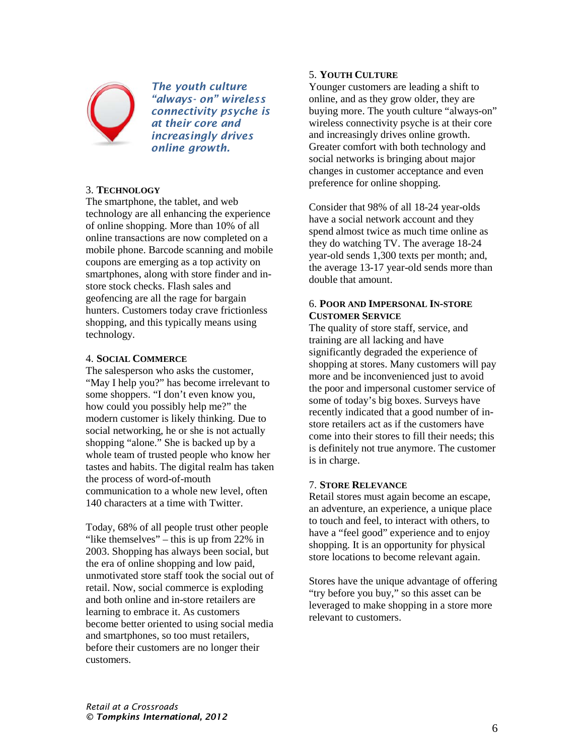*The youth culture "always- on" wireless connectivity psyche is at their core and increasingly drives online growth.*

### 3. Technology

The smartphone, the tablet, and web technology are all enhancing the experience of online shopping. More than 10% of all online transactions are now completed on a mobile phone. Barcode scanning and mobile coupons are emerging as a top activity on smartphones, along with store finder and in-store stock checks. Flash sales and geofencing are all the rage for bargain hunters. Customers today crave frictionless shopping, and this typically means using technology.

### 4. Social Commerce

The salesperson who asks the customer, "May I help you?" has become irrelevant to some shoppers. "I don't even know you, how could you possibly help me?" the modern customer is likely thinking. Due to social networking, he or she is not actually shopping "alone." She is backed up by a whole team of trusted people who know her tastes and habits. The digital realm has taken the process of word-of-mouth communication to a whole new level, often 140 characters at a time with Twitter.

Today, 68% of all people trust other people "like themselves" – this is up from 22% in 2003. Shopping has always been social, but the era of online shopping and low paid, unmotivated store staff took the social out of retail. Now, social commerce is exploding and both online and in-store retailers are learning to embrace it. As customers become better oriented to using social media and smartphones, so too must retailers, before their customers are no longer their customers.

### 5. Youth Culture

Younger customers are leading a shift to online, and as they grow older, they are buying more. The youth culture "always-on" wireless connectivity psyche is at their core and increasingly drives online growth. Greater comfort with both technology and social networks is bringing about major changes in customer acceptance and even preference for online shopping.

Consider that 98% of all 18-24 year-olds have a social network account and they spend almost twice as much time online as they do watching TV. The average 18-24 year-old sends 1,300 texts per month; and, the average 13-17 year-old sends more than double that amount.

### 6. Poor and Impersonal In-store Customer Service

The quality of store staff, service, and training are all lacking and have significantly degraded the experience of shopping at stores. Many customers will pay more and be inconvenienced just to avoid the poor and impersonal customer service of some of today's big boxes. Surveys have recently indicated that a good number of in-store retailers act as if the customers have come into their stores to fill their needs; this is definitely not true anymore. The customer is in charge.

### 7. Store Relevance

Retail stores must again become an escape, an adventure, an experience, a unique place to touch and feel, to interact with others, to have a "feel good" experience and to enjoy shopping. It is an opportunity for physical store locations to become relevant again.

Stores have the unique advantage of offering "try before you buy," so this asset can be leveraged to make shopping in a store more relevant to customers.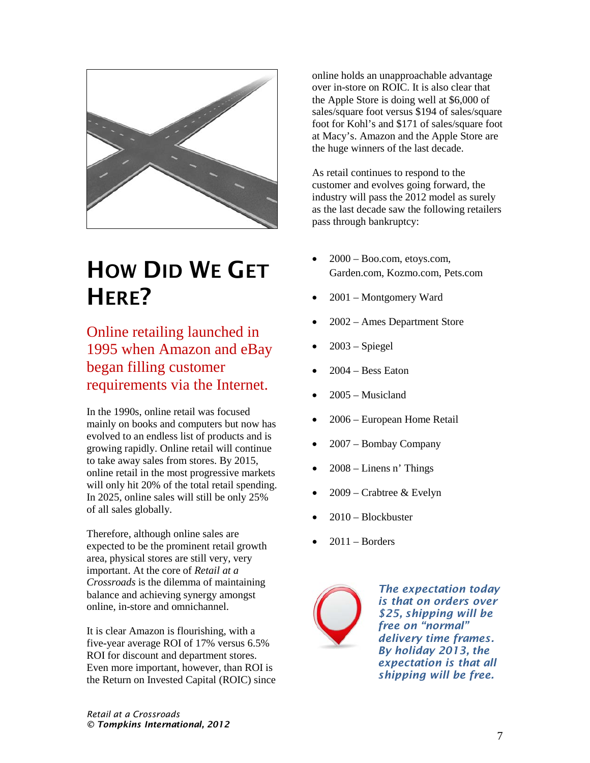# How Did We Get Here?

## Online retailing launched in 1995 when Amazon and eBay began filling customer requirements via the Internet.

In the 1990s, online retail was focused mainly on books and computers but now has evolved to an endless list of products and is growing rapidly. Online retail will continue to take away sales from stores. By 2015, online retail in the most progressive markets will only hit 20% of the total retail spending. In 2025, online sales will still be only 25% of all sales globally.

Therefore, although online sales are expected to be the prominent retail growth area, physical stores are still very, very important. At the core of *Retail at a Crossroads* is the dilemma of maintaining balance and achieving synergy amongst online, in-store and omnichannel.

It is clear Amazon is flourishing, with a five-year average ROI of 17% versus 6.5% ROI for discount and department stores. Even more important, however, than ROI is the Return on Invested Capital (ROIC) since online holds an unapproachable advantage over in-store on ROIC. It is also clear that the Apple Store is doing well at $6,000 of sales/square foot versus $194 of sales/square foot for Kohl's and $171 of sales/square foot at Macy's. Amazon and the Apple Store are the huge winners of the last decade.

As retail continues to respond to the customer and evolves going forward, the industry will pass the 2012 model as surely as the last decade saw the following retailers pass through bankruptcy:

- 2000 – Boo.com, etoys.com, Garden.com, Kozmo.com, Pets.com
- 2001 – Montgomery Ward
- 2002 – Ames Department Store
- 2003 – Spiegel
- 2004 – Bess Eaton
- 2005 – Musicland
- 2006 – European Home Retail
- 2007 – Bombay Company
- 2008 – Linens n' Things
- 2009 – Crabtree & Evelyn
- 2010 – Blockbuster
- 2011 – Borders

***The expectation today is that on orders over $25, shipping will be free on "normal" delivery time frames. By holiday 2013, the expectation is that all shipping will be free.***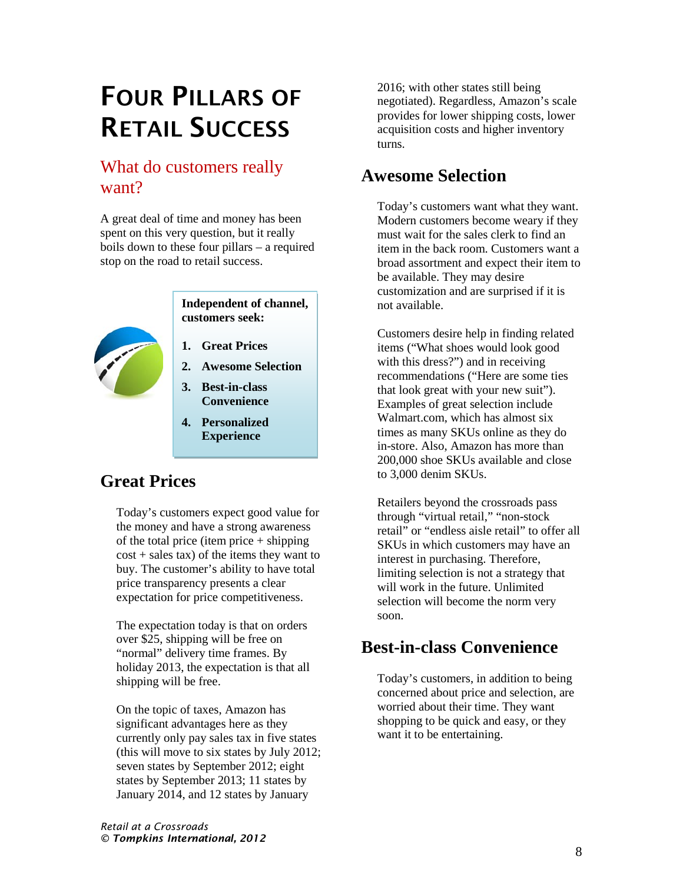# Four Pillars of Retail Success

## What do customers really want?

A great deal of time and money has been spent on this very question, but it really boils down to these four pillars – a required stop on the road to retail success.

**Independent of channel, customers seek:**

1. **Great Prices**
2. **Awesome Selection**
3. **Best-in-class Convenience**
4. **Personalized Experience**

## Great Prices

Today's customers expect good value for the money and have a strong awareness of the total price (item price + shipping cost + sales tax) of the items they want to buy. The customer's ability to have total price transparency presents a clear expectation for price competitiveness.

The expectation today is that on orders over $25, shipping will be free on "normal" delivery time frames. By holiday 2013, the expectation is that all shipping will be free.

On the topic of taxes, Amazon has significant advantages here as they currently only pay sales tax in five states (this will move to six states by July 2012; seven states by September 2012; eight states by September 2013; 11 states by January 2014, and 12 states by January 2016; with other states still being negotiated). Regardless, Amazon's scale provides for lower shipping costs, lower acquisition costs and higher inventory turns.

## Awesome Selection

Today's customers want what they want. Modern customers become weary if they must wait for the sales clerk to find an item in the back room. Customers want a broad assortment and expect their item to be available. They may desire customization and are surprised if it is not available.

Customers desire help in finding related items ("What shoes would look good with this dress?") and in receiving recommendations ("Here are some ties that look great with your new suit"). Examples of great selection include Walmart.com, which has almost six times as many SKUs online as they do in-store. Also, Amazon has more than 200,000 shoe SKUs available and close to 3,000 denim SKUs.

Retailers beyond the crossroads pass through "virtual retail," "non-stock retail" or "endless aisle retail" to offer all SKUs in which customers may have an interest in purchasing. Therefore, limiting selection is not a strategy that will work in the future. Unlimited selection will become the norm very soon.

## Best-in-class Convenience

Today's customers, in addition to being concerned about price and selection, are worried about their time. They want shopping to be quick and easy, or they want it to be entertaining.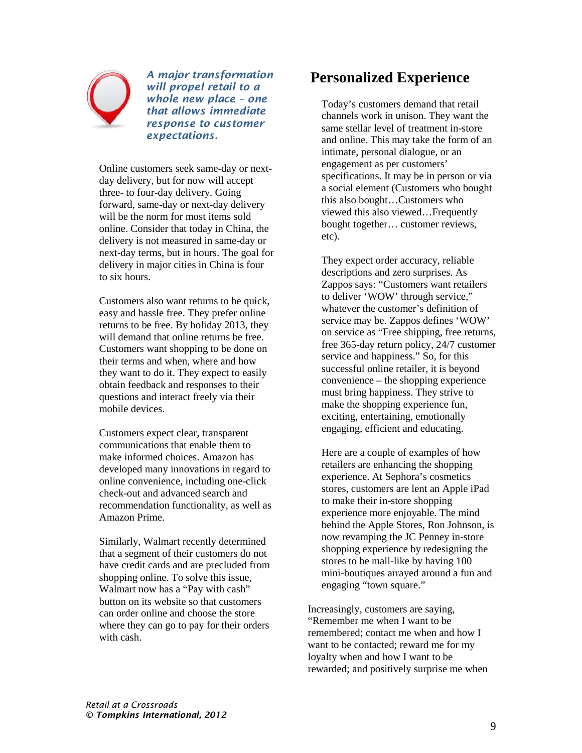*A major transformation will propel retail to a whole new place – one that allows immediate response to customer expectations.*

Online customers seek same-day or next-day delivery, but for now will accept three- to four-day delivery. Going forward, same-day or next-day delivery will be the norm for most items sold online. Consider that today in China, the delivery is not measured in same-day or next-day terms, but in hours. The goal for delivery in major cities in China is four to six hours.

Customers also want returns to be quick, easy and hassle free. They prefer online returns to be free. By holiday 2013, they will demand that online returns be free. Customers want shopping to be done on their terms and when, where and how they want to do it. They expect to easily obtain feedback and responses to their questions and interact freely via their mobile devices.

Customers expect clear, transparent communications that enable them to make informed choices. Amazon has developed many innovations in regard to online convenience, including one-click check-out and advanced search and recommendation functionality, as well as Amazon Prime.

Similarly, Walmart recently determined that a segment of their customers do not have credit cards and are precluded from shopping online. To solve this issue, Walmart now has a "Pay with cash" button on its website so that customers can order online and choose the store where they can go to pay for their orders with cash.

## Personalized Experience

Today's customers demand that retail channels work in unison. They want the same stellar level of treatment in-store and online. This may take the form of an intimate, personal dialogue, or an engagement as per customers' specifications. It may be in person or via a social element (Customers who bought this also bought…Customers who viewed this also viewed…Frequently bought together… customer reviews, etc).

They expect order accuracy, reliable descriptions and zero surprises. As Zappos says: "Customers want retailers to deliver 'WOW' through service," whatever the customer's definition of service may be. Zappos defines 'WOW' on service as "Free shipping, free returns, free 365-day return policy, 24/7 customer service and happiness." So, for this successful online retailer, it is beyond convenience – the shopping experience must bring happiness. They strive to make the shopping experience fun, exciting, entertaining, emotionally engaging, efficient and educating.

Here are a couple of examples of how retailers are enhancing the shopping experience. At Sephora's cosmetics stores, customers are lent an Apple iPad to make their in-store shopping experience more enjoyable. The mind behind the Apple Stores, Ron Johnson, is now revamping the JC Penney in-store shopping experience by redesigning the stores to be mall-like by having 100 mini-boutiques arrayed around a fun and engaging "town square."

Increasingly, customers are saying, "Remember me when I want to be remembered; contact me when and how I want to be contacted; reward me for my loyalty when and how I want to be rewarded; and positively surprise me when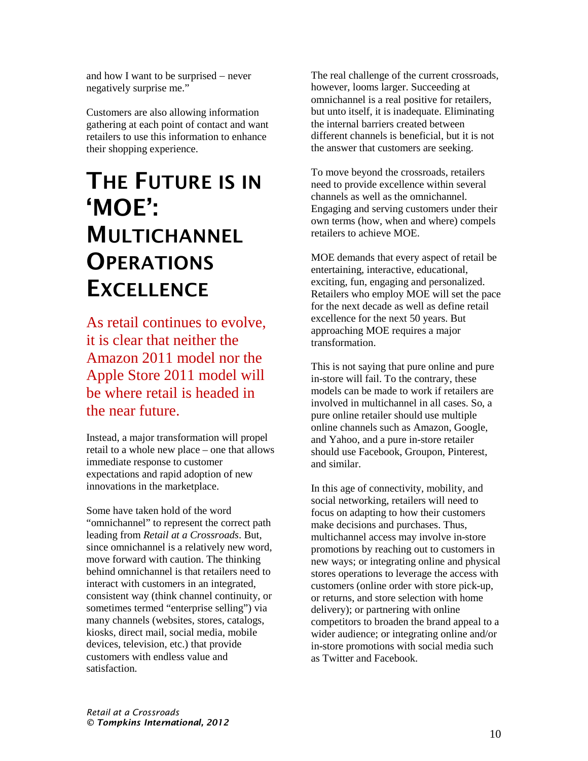and how I want to be surprised – never negatively surprise me."

Customers are also allowing information gathering at each point of contact and want retailers to use this information to enhance their shopping experience.

# The Future is in 'MOE': Multichannel Operations Excellence

As retail continues to evolve, it is clear that neither the Amazon 2011 model nor the Apple Store 2011 model will be where retail is headed in the near future.

Instead, a major transformation will propel retail to a whole new place – one that allows immediate response to customer expectations and rapid adoption of new innovations in the marketplace.

Some have taken hold of the word "omnichannel" to represent the correct path leading from *Retail at a Crossroads*. But, since omnichannel is a relatively new word, move forward with caution. The thinking behind omnichannel is that retailers need to interact with customers in an integrated, consistent way (think channel continuity, or sometimes termed "enterprise selling") via many channels (websites, stores, catalogs, kiosks, direct mail, social media, mobile devices, television, etc.) that provide customers with endless value and satisfaction.

The real challenge of the current crossroads, however, looms larger. Succeeding at omnichannel is a real positive for retailers, but unto itself, it is inadequate. Eliminating the internal barriers created between different channels is beneficial, but it is not the answer that customers are seeking.

To move beyond the crossroads, retailers need to provide excellence within several channels as well as the omnichannel. Engaging and serving customers under their own terms (how, when and where) compels retailers to achieve MOE.

MOE demands that every aspect of retail be entertaining, interactive, educational, exciting, fun, engaging and personalized. Retailers who employ MOE will set the pace for the next decade as well as define retail excellence for the next 50 years. But approaching MOE requires a major transformation.

This is not saying that pure online and pure in-store will fail. To the contrary, these models can be made to work if retailers are involved in multichannel in all cases. So, a pure online retailer should use multiple online channels such as Amazon, Google, and Yahoo, and a pure in-store retailer should use Facebook, Groupon, Pinterest, and similar.

In this age of connectivity, mobility, and social networking, retailers will need to focus on adapting to how their customers make decisions and purchases. Thus, multichannel access may involve in-store promotions by reaching out to customers in new ways; or integrating online and physical stores operations to leverage the access with customers (online order with store pick-up, or returns, and store selection with home delivery); or partnering with online competitors to broaden the brand appeal to a wider audience; or integrating online and/or in-store promotions with social media such as Twitter and Facebook.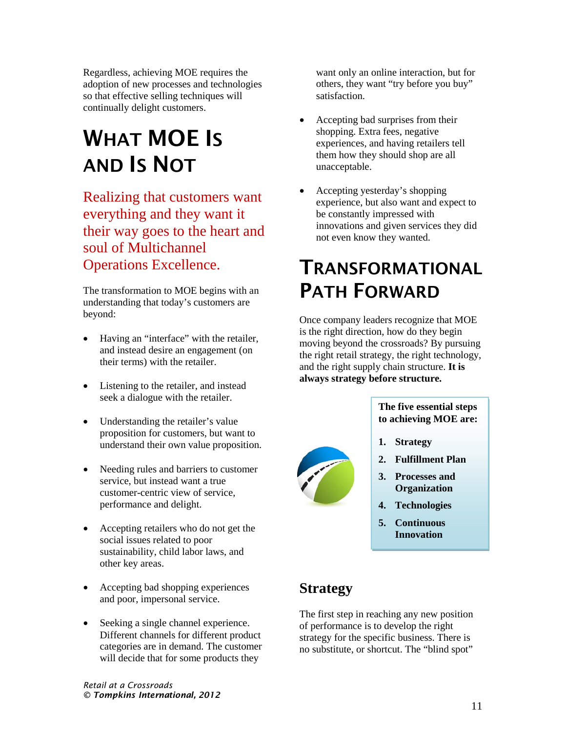Regardless, achieving MOE requires the adoption of new processes and technologies so that effective selling techniques will continually delight customers.

## What MOE Is and Is Not

Realizing that customers want everything and they want it their way goes to the heart and soul of Multichannel Operations Excellence.

The transformation to MOE begins with an understanding that today's customers are beyond:

- Having an "interface" with the retailer, and instead desire an engagement (on their terms) with the retailer.
- Listening to the retailer, and instead seek a dialogue with the retailer.
- Understanding the retailer's value proposition for customers, but want to understand their own value proposition.
- Needing rules and barriers to customer service, but instead want a true customer-centric view of service, performance and delight.
- Accepting retailers who do not get the social issues related to poor sustainability, child labor laws, and other key areas.
- Accepting bad shopping experiences and poor, impersonal service.
- Seeking a single channel experience. Different channels for different product categories are in demand. The customer will decide that for some products they want only an online interaction, but for others, they want "try before you buy" satisfaction.
- Accepting bad surprises from their shopping. Extra fees, negative experiences, and having retailers tell them how they should shop are all unacceptable.
- Accepting yesterday's shopping experience, but also want and expect to be constantly impressed with innovations and given services they did not even know they wanted.

## Transformational Path Forward

Once company leaders recognize that MOE is the right direction, how do they begin moving beyond the crossroads? By pursuing the right retail strategy, the right technology, and the right supply chain structure. **It is always strategy before structure.**

**The five essential steps to achieving MOE are:**

1. **Strategy**
2. **Fulfillment Plan**
3. **Processes and Organization**
4. **Technologies**
5. **Continuous Innovation**

### Strategy

The first step in reaching any new position of performance is to develop the right strategy for the specific business. There is no substitute, or shortcut. The "blind spot"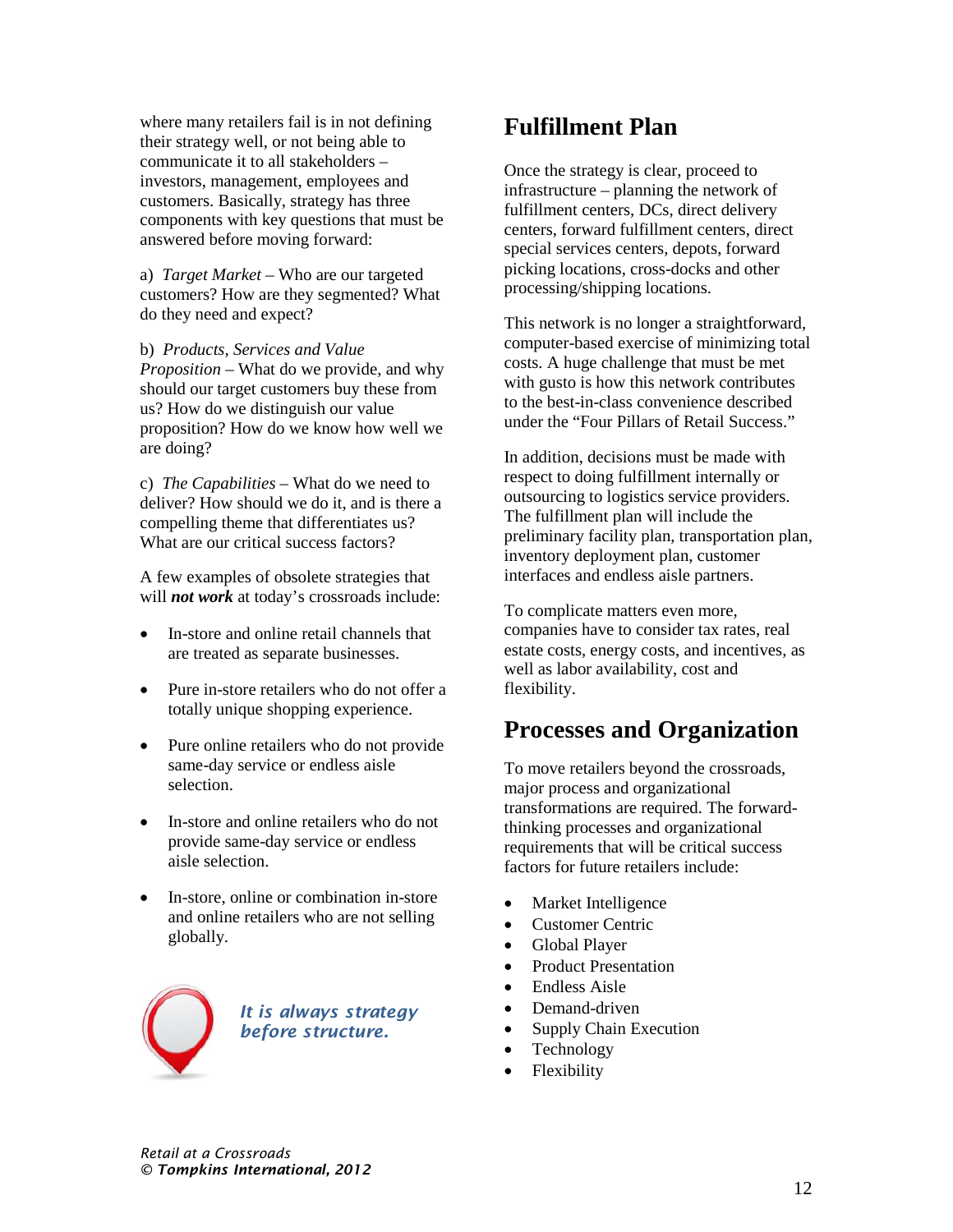where many retailers fail is in not defining their strategy well, or not being able to communicate it to all stakeholders – investors, management, employees and customers. Basically, strategy has three components with key questions that must be answered before moving forward:

a) *Target Market* – Who are our targeted customers? How are they segmented? What do they need and expect?

b) *Products, Services and Value Proposition* – What do we provide, and why should our target customers buy these from us? How do we distinguish our value proposition? How do we know how well we are doing?

c) *The Capabilities* – What do we need to deliver? How should we do it, and is there a compelling theme that differentiates us? What are our critical success factors?

A few examples of obsolete strategies that will ***not work*** at today's crossroads include:

- In-store and online retail channels that are treated as separate businesses.
- Pure in-store retailers who do not offer a totally unique shopping experience.
- Pure online retailers who do not provide same-day service or endless aisle selection.
- In-store and online retailers who do not provide same-day service or endless aisle selection.
- In-store, online or combination in-store and online retailers who are not selling globally.

***It is always strategy before structure.***

## Fulfillment Plan

Once the strategy is clear, proceed to infrastructure – planning the network of fulfillment centers, DCs, direct delivery centers, forward fulfillment centers, direct special services centers, depots, forward picking locations, cross-docks and other processing/shipping locations.

This network is no longer a straightforward, computer-based exercise of minimizing total costs. A huge challenge that must be met with gusto is how this network contributes to the best-in-class convenience described under the "Four Pillars of Retail Success."

In addition, decisions must be made with respect to doing fulfillment internally or outsourcing to logistics service providers. The fulfillment plan will include the preliminary facility plan, transportation plan, inventory deployment plan, customer interfaces and endless aisle partners.

To complicate matters even more, companies have to consider tax rates, real estate costs, energy costs, and incentives, as well as labor availability, cost and flexibility.

## Processes and Organization

To move retailers beyond the crossroads, major process and organizational transformations are required. The forward-thinking processes and organizational requirements that will be critical success factors for future retailers include:

- Market Intelligence
- Customer Centric
- Global Player
- Product Presentation
- Endless Aisle
- Demand-driven
- Supply Chain Execution
- Technology
- Flexibility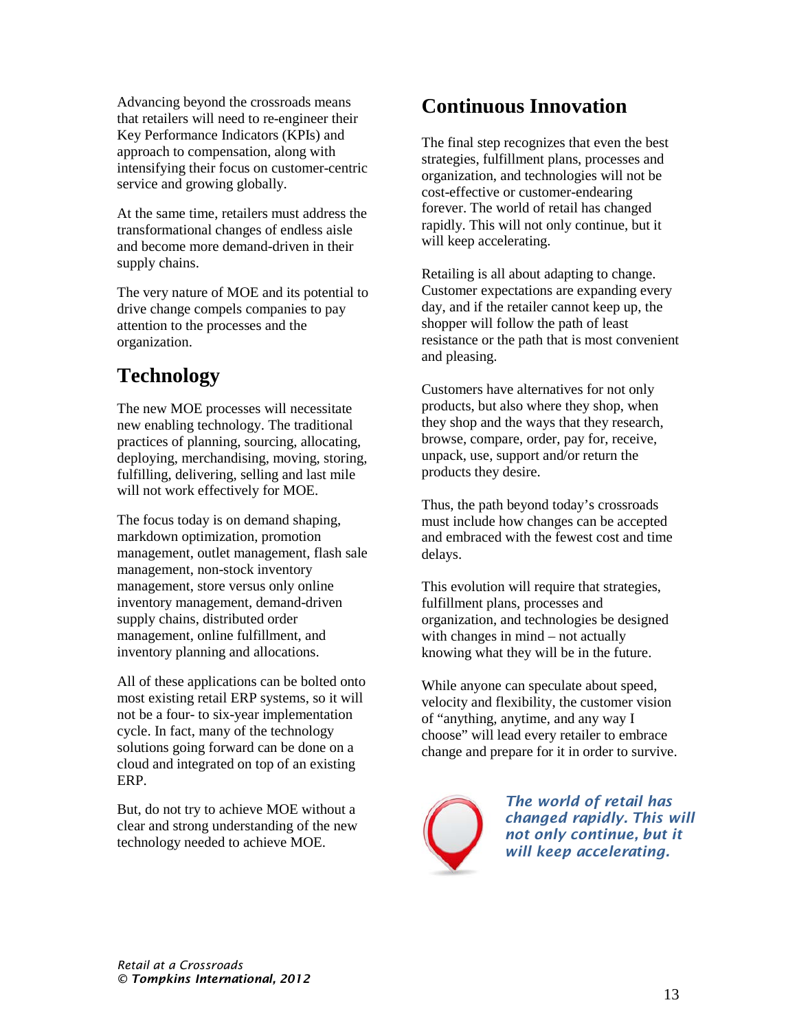Advancing beyond the crossroads means that retailers will need to re-engineer their Key Performance Indicators (KPIs) and approach to compensation, along with intensifying their focus on customer-centric service and growing globally.

At the same time, retailers must address the transformational changes of endless aisle and become more demand-driven in their supply chains.

The very nature of MOE and its potential to drive change compels companies to pay attention to the processes and the organization.

## Technology

The new MOE processes will necessitate new enabling technology. The traditional practices of planning, sourcing, allocating, deploying, merchandising, moving, storing, fulfilling, delivering, selling and last mile will not work effectively for MOE.

The focus today is on demand shaping, markdown optimization, promotion management, outlet management, flash sale management, non-stock inventory management, store versus only online inventory management, demand-driven supply chains, distributed order management, online fulfillment, and inventory planning and allocations.

All of these applications can be bolted onto most existing retail ERP systems, so it will not be a four- to six-year implementation cycle. In fact, many of the technology solutions going forward can be done on a cloud and integrated on top of an existing ERP.

But, do not try to achieve MOE without a clear and strong understanding of the new technology needed to achieve MOE.

## Continuous Innovation

The final step recognizes that even the best strategies, fulfillment plans, processes and organization, and technologies will not be cost-effective or customer-endearing forever. The world of retail has changed rapidly. This will not only continue, but it will keep accelerating.

Retailing is all about adapting to change. Customer expectations are expanding every day, and if the retailer cannot keep up, the shopper will follow the path of least resistance or the path that is most convenient and pleasing.

Customers have alternatives for not only products, but also where they shop, when they shop and the ways that they research, browse, compare, order, pay for, receive, unpack, use, support and/or return the products they desire.

Thus, the path beyond today's crossroads must include how changes can be accepted and embraced with the fewest cost and time delays.

This evolution will require that strategies, fulfillment plans, processes and organization, and technologies be designed with changes in mind – not actually knowing what they will be in the future.

While anyone can speculate about speed, velocity and flexibility, the customer vision of "anything, anytime, and any way I choose" will lead every retailer to embrace change and prepare for it in order to survive.

***The world of retail has changed rapidly. This will not only continue, but it will keep accelerating.***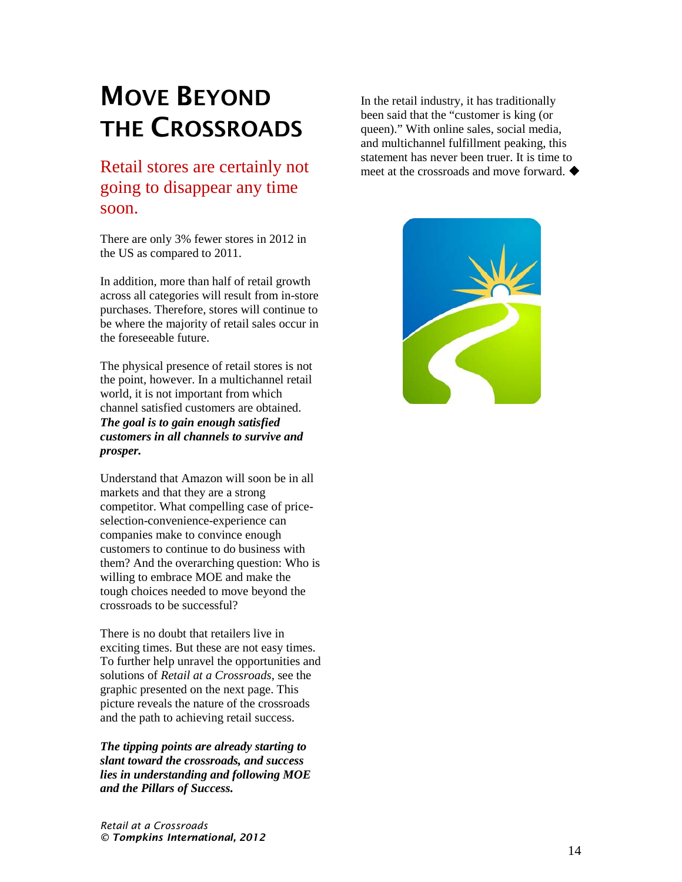# MOVE BEYOND THE CROSSROADS

## Retail stores are certainly not going to disappear any time soon.

There are only 3% fewer stores in 2012 in the US as compared to 2011.

In addition, more than half of retail growth across all categories will result from in-store purchases. Therefore, stores will continue to be where the majority of retail sales occur in the foreseeable future.

The physical presence of retail stores is not the point, however. In a multichannel retail world, it is not important from which channel satisfied customers are obtained. ***The goal is to gain enough satisfied customers in all channels to survive and prosper.***

Understand that Amazon will soon be in all markets and that they are a strong competitor. What compelling case of price-selection-convenience-experience can companies make to convince enough customers to continue to do business with them? And the overarching question: Who is willing to embrace MOE and make the tough choices needed to move beyond the crossroads to be successful?

There is no doubt that retailers live in exciting times. But these are not easy times. To further help unravel the opportunities and solutions of *Retail at a Crossroads*, see the graphic presented on the next page. This picture reveals the nature of the crossroads and the path to achieving retail success.

***The tipping points are already starting to slant toward the crossroads, and success lies in understanding and following MOE and the Pillars of Success.***

In the retail industry, it has traditionally been said that the "customer is king (or queen)." With online sales, social media, and multichannel fulfillment peaking, this statement has never been truer. It is time to meet at the crossroads and move forward. ◆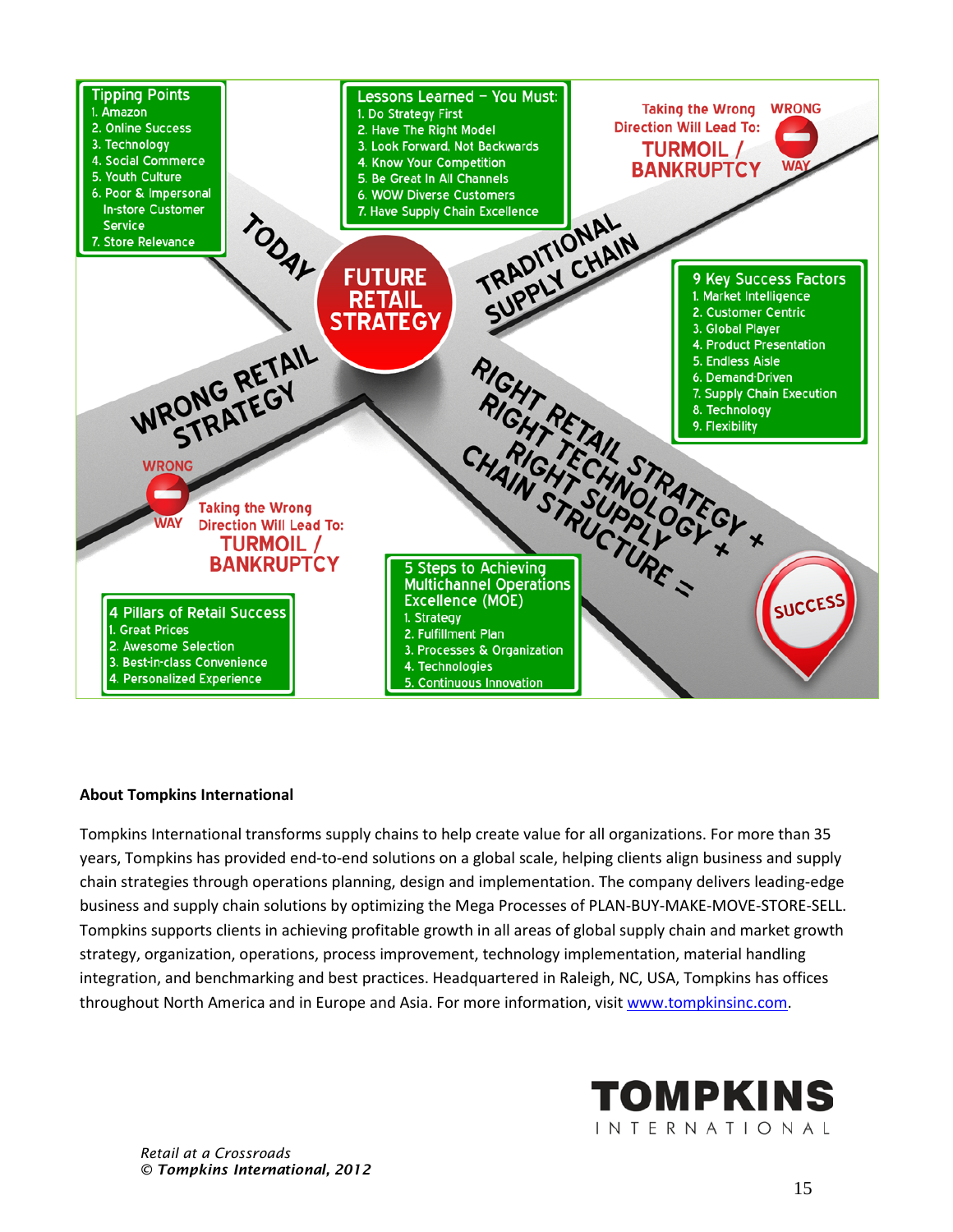Tipping Points
1. Amazon
2. Online Success
3. Technology
4. Social Commerce
5. Youth Culture
6. Poor & Impersonal In-store Customer Service
7. Store Relevance

Lessons Learned – You Must:
1. Do Strategy First
2. Have The Right Model
3. Look Forward, Not Backwards
4. Know Your Competition
5. Be Great In All Channels
6. WOW Diverse Customers
7. Have Supply Chain Excellence

Taking the Wrong Direction Will Lead To:
TURMOIL / BANKRUPTCY
WRONG WAY

TODAY

FUTURE RETAIL STRATEGY

TRADITIONAL SUPPLY CHAIN

9 Key Success Factors
1. Market Intelligence
2. Customer Centric
3. Global Player
4. Product Presentation
5. Endless Aisle
6. Demand-Driven
7. Supply Chain Execution
8. Technology
9. Flexibility

WRONG RETAIL STRATEGY

RIGHT RETAIL STRATEGY + RIGHT TECHNOLOGY + RIGHT SUPPLY CHAIN STRUCTURE =

WRONG WAY
Taking the Wrong Direction Will Lead To:
TURMOIL / BANKRUPTCY

SUCCESS

4 Pillars of Retail Success
1. Great Prices
2. Awesome Selection
3. Best-in-class Convenience
4. Personalized Experience

5 Steps to Achieving Multichannel Operations Excellence (MOE)
1. Strategy
2. Fulfillment Plan
3. Processes & Organization
4. Technologies
5. Continuous Innovation

**About Tompkins International**

Tompkins International transforms supply chains to help create value for all organizations. For more than 35 years, Tompkins has provided end-to-end solutions on a global scale, helping clients align business and supply chain strategies through operations planning, design and implementation. The company delivers leading-edge business and supply chain solutions by optimizing the Mega Processes of PLAN-BUY-MAKE-MOVE-STORE-SELL. Tompkins supports clients in achieving profitable growth in all areas of global supply chain and market growth strategy, organization, operations, process improvement, technology implementation, material handling integration, and benchmarking and best practices. Headquartered in Raleigh, NC, USA, Tompkins has offices throughout North America and in Europe and Asia. For more information, visit [www.tompkinsinc.com](http://www.tompkinsinc.com).

TOMPKINS INTERNATIONAL